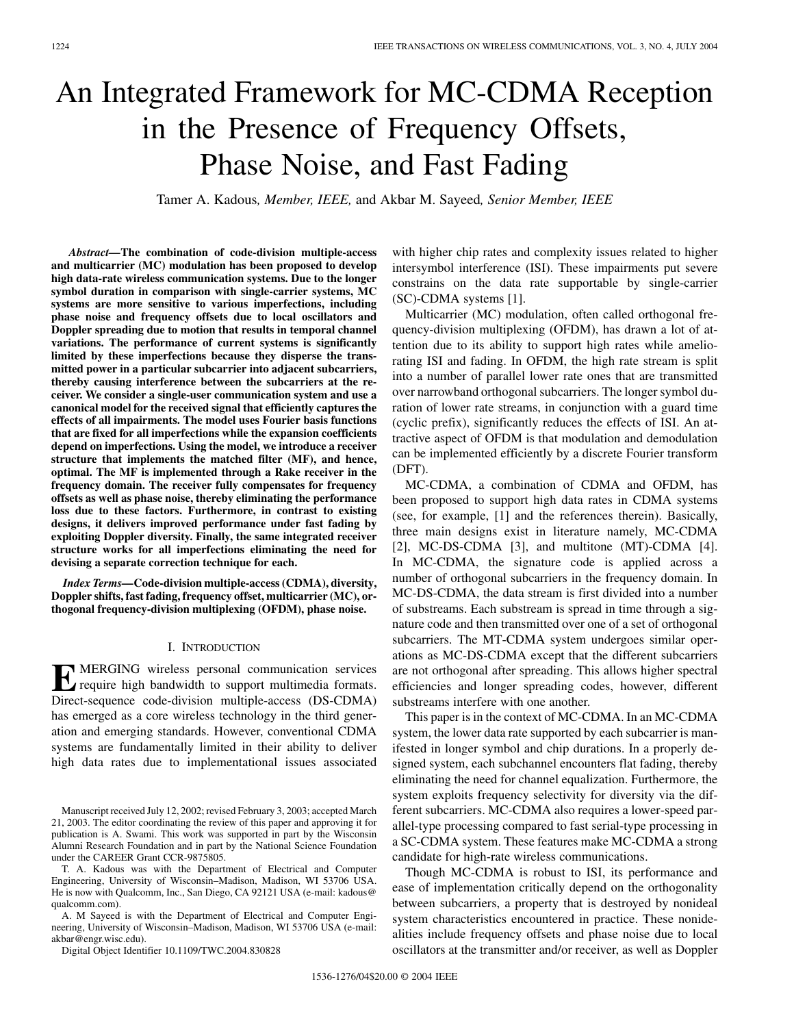# An Integrated Framework for MC-CDMA Reception in the Presence of Frequency Offsets, Phase Noise, and Fast Fading

Tamer A. Kadous, *Member, IEEE,* and Akbar M. Sayeed, *Senior Member, IEEE*

***Abstract*—The combination of code-division multiple-access and multicarrier (MC) modulation has been proposed to develop high data-rate wireless communication systems. Due to the longer symbol duration in comparison with single-carrier systems, MC systems are more sensitive to various imperfections, including phase noise and frequency offsets due to local oscillators and Doppler spreading due to motion that results in temporal channel variations. The performance of current systems is significantly limited by these imperfections because they disperse the transmitted power in a particular subcarrier into adjacent subcarriers, thereby causing interference between the subcarriers at the receiver. We consider a single-user communication system and use a canonical model for the received signal that efficiently captures the effects of all impairments. The model uses Fourier basis functions that are fixed for all imperfections while the expansion coefficients depend on imperfections. Using the model, we introduce a receiver structure that implements the matched filter (MF), and hence, optimal. The MF is implemented through a Rake receiver in the frequency domain. The receiver fully compensates for frequency offsets as well as phase noise, thereby eliminating the performance loss due to these factors. Furthermore, in contrast to existing designs, it delivers improved performance under fast fading by exploiting Doppler diversity. Finally, the same integrated receiver structure works for all imperfections eliminating the need for devising a separate correction technique for each.**

***Index Terms*—Code-division multiple-access (CDMA), diversity, Doppler shifts, fast fading, frequency offset, multicarrier (MC), orthogonal frequency-division multiplexing (OFDM), phase noise.**

## I. Introduction

Emerging wireless personal communication services require high bandwidth to support multimedia formats. Direct-sequence code-division multiple-access (DS-CDMA) has emerged as a core wireless technology in the third generation and emerging standards. However, conventional CDMA systems are fundamentally limited in their ability to deliver high data rates due to implementational issues associated with higher chip rates and complexity issues related to higher intersymbol interference (ISI). These impairments put severe constrains on the data rate supportable by single-carrier (SC)-CDMA systems [1].

Multicarrier (MC) modulation, often called orthogonal frequency-division multiplexing (OFDM), has drawn a lot of attention due to its ability to support high rates while ameliorating ISI and fading. In OFDM, the high rate stream is split into a number of parallel lower rate ones that are transmitted over narrowband orthogonal subcarriers. The longer symbol duration of lower rate streams, in conjunction with a guard time (cyclic prefix), significantly reduces the effects of ISI. An attractive aspect of OFDM is that modulation and demodulation can be implemented efficiently by a discrete Fourier transform (DFT).

MC-CDMA, a combination of CDMA and OFDM, has been proposed to support high data rates in CDMA systems (see, for example, [1] and the references therein). Basically, three main designs exist in literature namely, MC-CDMA [2], MC-DS-CDMA [3], and multitone (MT)-CDMA [4]. In MC-CDMA, the signature code is applied across a number of orthogonal subcarriers in the frequency domain. In MC-DS-CDMA, the data stream is first divided into a number of substreams. Each substream is spread in time through a signature code and then transmitted over one of a set of orthogonal subcarriers. The MT-CDMA system undergoes similar operations as MC-DS-CDMA except that the different subcarriers are not orthogonal after spreading. This allows higher spectral efficiencies and longer spreading codes, however, different substreams interfere with one another.

This paper is in the context of MC-CDMA. In an MC-CDMA system, the lower data rate supported by each subcarrier is manifested in longer symbol and chip durations. In a properly designed system, each subchannel encounters flat fading, thereby eliminating the need for channel equalization. Furthermore, the system exploits frequency selectivity for diversity via the different subcarriers. MC-CDMA also requires a lower-speed parallel-type processing compared to fast serial-type processing in a SC-CDMA system. These features make MC-CDMA a strong candidate for high-rate wireless communications.

Though MC-CDMA is robust to ISI, its performance and ease of implementation critically depend on the orthogonality between subcarriers, a property that is destroyed by nonideal system characteristics encountered in practice. These nonidealities include frequency offsets and phase noise due to local oscillators at the transmitter and/or receiver, as well as Doppler

---

Manuscript received July 12, 2002; revised February 3, 2003; accepted March 21, 2003. The editor coordinating the review of this paper and approving it for publication is A. Swami. This work was supported in part by the Wisconsin Alumni Research Foundation and in part by the National Science Foundation under the CAREER Grant CCR-9875805.

T. A. Kadous was with the Department of Electrical and Computer Engineering, University of Wisconsin–Madison, Madison, WI 53706 USA. He is now with Qualcomm, Inc., San Diego, CA 92121 USA (e-mail: kadous@qualcomm.com).

A. M Sayeed is with the Department of Electrical and Computer Engineering, University of Wisconsin–Madison, Madison, WI 53706 USA (e-mail: akbar@engr.wisc.edu).

Digital Object Identifier 10.1109/TWC.2004.830828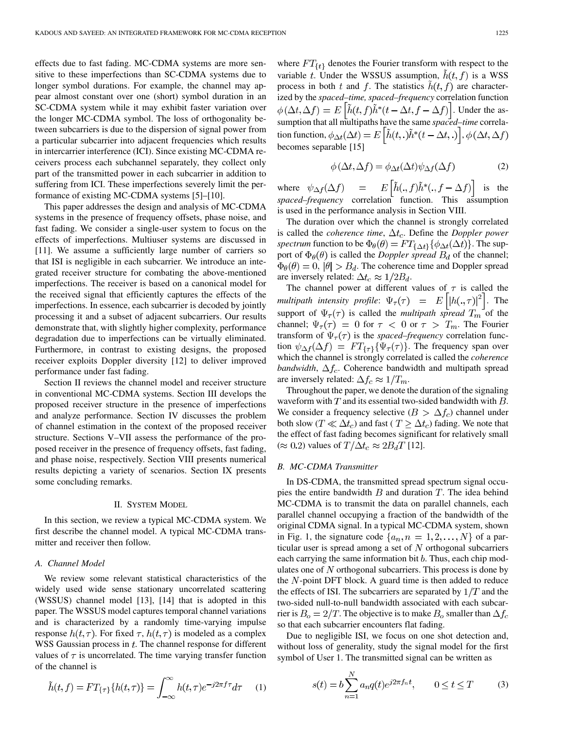effects due to fast fading. MC-CDMA systems are more sensitive to these imperfections than SC-CDMA systems due to longer symbol durations. For example, the channel may appear almost constant over one (short) symbol duration in an SC-CDMA system while it may exhibit faster variation over the longer MC-CDMA symbol. The loss of orthogonality between subcarriers is due to the dispersion of signal power from a particular subcarrier into adjacent frequencies which results in intercarrier interference (ICI). Since existing MC-CDMA receivers process each subchannel separately, they collect only part of the transmitted power in each subcarrier in addition to suffering from ICI. These imperfections severely limit the performance of existing MC-CDMA systems [5]–[10].

This paper addresses the design and analysis of MC-CDMA systems in the presence of frequency offsets, phase noise, and fast fading. We consider a single-user system to focus on the effects of imperfections. Multiuser systems are discussed in [11]. We assume a sufficiently large number of carriers so that ISI is negligible in each subcarrier. We introduce an integrated receiver structure for combating the above-mentioned imperfections. The receiver is based on a canonical model for the received signal that efficiently captures the effects of the imperfections. In essence, each subcarrier is decoded by jointly processing it and a subset of adjacent subcarriers. Our results demonstrate that, with slightly higher complexity, performance degradation due to imperfections can be virtually eliminated. Furthermore, in contrast to existing designs, the proposed receiver exploits Doppler diversity [12] to deliver improved performance under fast fading.

Section II reviews the channel model and receiver structure in conventional MC-CDMA systems. Section III develops the proposed receiver structure in the presence of imperfections and analyze performance. Section IV discusses the problem of channel estimation in the context of the proposed receiver structure. Sections V–VII assess the performance of the proposed receiver in the presence of frequency offsets, fast fading, and phase noise, respectively. Section VIII presents numerical results depicting a variety of scenarios. Section IX presents some concluding remarks.

## II. System Model

In this section, we review a typical MC-CDMA system. We first describe the channel model. A typical MC-CDMA transmitter and receiver then follow.

### A. Channel Model

We review some relevant statistical characteristics of the widely used wide sense stationary uncorrelated scattering (WSSUS) channel model [13], [14] that is adopted in this paper. The WSSUS model captures temporal channel variations and is characterized by a randomly time-varying impulse response $h(t,\tau)$. For fixed $\tau$, $h(t,\tau)$ is modeled as a complex WSS Gaussian process in $t$. The channel response for different values of $\tau$ is uncorrelated. The time varying transfer function of the channel is

$$\tilde{h}(t,f) = FT_{\{\tau\}}\{h(t,\tau)\} = \int_{-\infty}^{\infty} h(t,\tau)e^{-j2\pi f\tau}d\tau \qquad (1)$$

where $FT_{\{t\}}$ denotes the Fourier transform with respect to the variable $t$. Under the WSSUS assumption, $\tilde{h}(t,f)$ is a WSS process in both $t$ and $f$. The statistics $\tilde{h}(t,f)$ are characterized by the *spaced–time, spaced–frequency* correlation function $\phi(\Delta t, \Delta f) = E\left[\tilde{h}(t,f)\tilde{h}^*(t-\Delta t, f-\Delta f)\right]$. Under the assumption that all multipaths have the same *spaced–time* correlation function, $\phi_{\Delta t}(\Delta t) = E\left[\tilde{h}(t,.)\tilde{h}^*(t-\Delta t,.)\right], \phi(\Delta t, \Delta f)$ becomes separable [15]

$$\phi(\Delta t, \Delta f) = \phi_{\Delta t}(\Delta t)\psi_{\Delta f}(\Delta f) \qquad (2)$$

where $\psi_{\Delta f}(\Delta f) = E\left[\tilde{h}(.,f)\tilde{h}^*(.,f-\Delta f)\right]$ is the *spaced–frequency* correlation function. This assumption is used in the performance analysis in Section VIII.

The duration over which the channel is strongly correlated is called the *coherence time*, $\Delta t_c$. Define the *Doppler power spectrum* function to be $\Phi_\theta(\theta) = FT_{\{\Delta t\}}\{\phi_{\Delta t}(\Delta t)\}$. The support of $\Phi_\theta(\theta)$ is called the *Doppler spread* $B_d$ of the channel; $\Phi_\theta(\theta) = 0$, $|\theta| > B_d$. The coherence time and Doppler spread are inversely related: $\Delta t_c \approx 1/2B_d$.

The channel power at different values of $\tau$ is called the *multipath intensity profile*: $\Psi_\tau(\tau) = E\left[|h(.,\tau)|^2\right]$. The support of $\Psi_\tau(\tau)$ is called the *multipath spread* $T_m$ of the channel; $\Psi_\tau(\tau) = 0$ for $\tau < 0$ or $\tau > T_m$. The Fourier transform of $\Psi_\tau(\tau)$ is the *spaced–frequency* correlation function $\psi_{\Delta f}(\Delta f) = FT_{\{\tau\}}\{\Psi_\tau(\tau)\}$. The frequency span over which the channel is strongly correlated is called the *coherence bandwidth*, $\Delta f_c$. Coherence bandwidth and multipath spread are inversely related: $\Delta f_c \approx 1/T_m$.

Throughout the paper, we denote the duration of the signaling waveform with $T$ and its essential two-sided bandwidth with $B$. We consider a frequency selective ($B > \Delta f_c$) channel under both slow ($T \ll \Delta t_c$) and fast ( $T \geq \Delta t_c$) fading. We note that the effect of fast fading becomes significant for relatively small ($\approx 0.2$) values of $T/\Delta t_c \approx 2B_dT$ [12].

### B. MC-CDMA Transmitter

In DS-CDMA, the transmitted spread spectrum signal occupies the entire bandwidth $B$ and duration $T$. The idea behind MC-CDMA is to transmit the data on parallel channels, each parallel channel occupying a fraction of the bandwidth of the original CDMA signal. In a typical MC-CDMA system, shown in Fig. 1, the signature code $\{a_n, n = 1, 2, \ldots, N\}$ of a particular user is spread among a set of $N$ orthogonal subcarriers each carrying the same information bit $b$. Thus, each chip modulates one of $N$ orthogonal subcarriers. This process is done by the $N$-point DFT block. A guard time is then added to reduce the effects of ISI. The subcarriers are separated by $1/T$ and the two-sided null-to-null bandwidth associated with each subcarrier is $B_o = 2/T$. The objective is to make $B_o$ smaller than $\Delta f_c$ so that each subcarrier encounters flat fading.

Due to negligible ISI, we focus on one shot detection and, without loss of generality, study the signal model for the first symbol of User 1. The transmitted signal can be written as

$$s(t) = b\sum_{n=1}^{N} a_n q(t)e^{j2\pi f_n t}, \qquad 0 \leq t \leq T \qquad (3)$$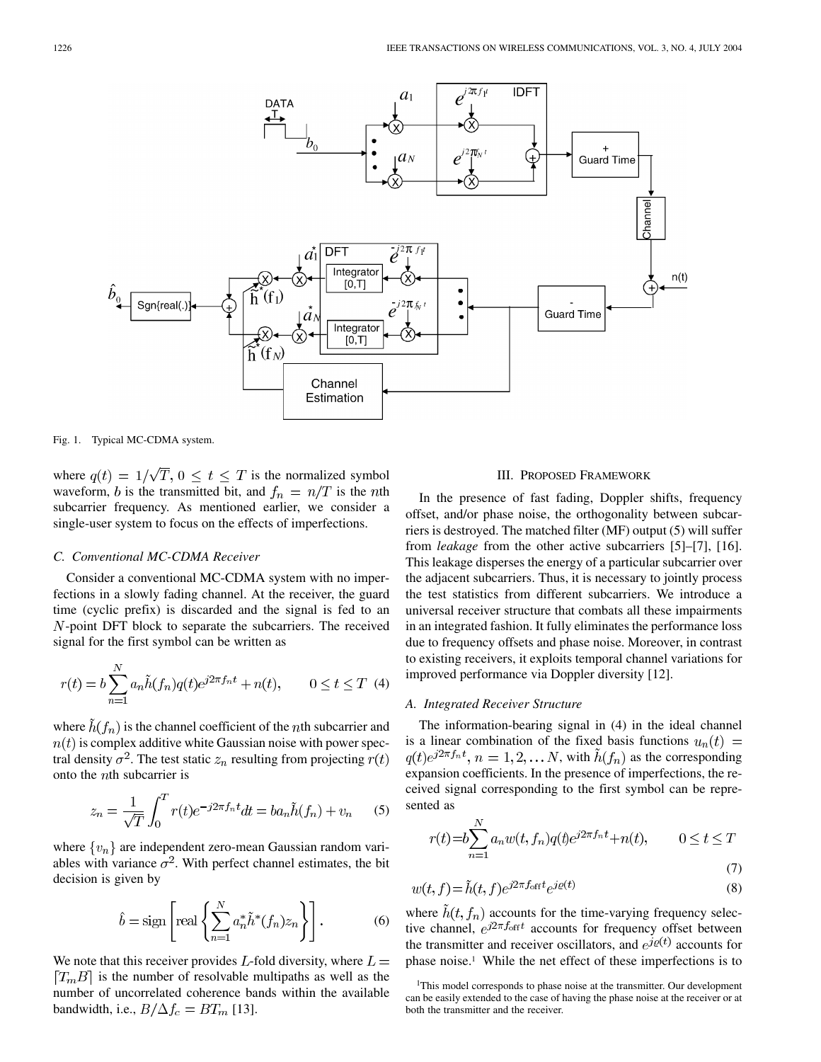Fig. 1. Typical MC-CDMA system.

where $q(t) = 1/\sqrt{T}$, $0 \le t \le T$ is the normalized symbol waveform, $b$ is the transmitted bit, and $f_n = n/T$ is the $n$th subcarrier frequency. As mentioned earlier, we consider a single-user system to focus on the effects of imperfections.

### C. Conventional MC-CDMA Receiver

Consider a conventional MC-CDMA system with no imperfections in a slowly fading channel. At the receiver, the guard time (cyclic prefix) is discarded and the signal is fed to an $N$-point DFT block to separate the subcarriers. The received signal for the first symbol can be written as

$$r(t) = b\sum_{n=1}^{N} a_n \tilde{h}(f_n) q(t) e^{j2\pi f_n t} + n(t), \qquad 0 \le t \le T \quad (4)$$

where $\tilde{h}(f_n)$ is the channel coefficient of the $n$th subcarrier and $n(t)$ is complex additive white Gaussian noise with power spectral density $\sigma^2$. The test static $z_n$ resulting from projecting $r(t)$ onto the $n$th subcarrier is

$$z_n = \frac{1}{\sqrt{T}} \int_0^T r(t) e^{-j2\pi f_n t} dt = b a_n \tilde{h}(f_n) + v_n \quad (5)$$

where $\{v_n\}$ are independent zero-mean Gaussian random variables with variance $\sigma^2$. With perfect channel estimates, the bit decision is given by

$$\hat{b} = \text{sign}\left[\text{real}\left\{\sum_{n=1}^{N} a_n^* \tilde{h}^*(f_n) z_n\right\}\right]. \quad (6)$$

We note that this receiver provides $L$-fold diversity, where $L = \lceil T_m B \rceil$ is the number of resolvable multipaths as well as the number of uncorrelated coherence bands within the available bandwidth, i.e., $B/\Delta f_c = BT_m$ [13].

## III. Proposed Framework

In the presence of fast fading, Doppler shifts, frequency offset, and/or phase noise, the orthogonality between subcarriers is destroyed. The matched filter (MF) output (5) will suffer from *leakage* from the other active subcarriers [5]–[7], [16]. This leakage disperses the energy of a particular subcarrier over the adjacent subcarriers. Thus, it is necessary to jointly process the test statistics from different subcarriers. We introduce a universal receiver structure that combats all these impairments in an integrated fashion. It fully eliminates the performance loss due to frequency offsets and phase noise. Moreover, in contrast to existing receivers, it exploits temporal channel variations for improved performance via Doppler diversity [12].

### A. Integrated Receiver Structure

The information-bearing signal in (4) in the ideal channel is a linear combination of the fixed basis functions $u_n(t) = q(t)e^{j2\pi f_n t}$, $n = 1, 2, \ldots N$, with $\tilde{h}(f_n)$ as the corresponding expansion coefficients. In the presence of imperfections, the received signal corresponding to the first symbol can be represented as

$$r(t) = b\sum_{n=1}^{N} a_n w(t, f_n) q(t) e^{j2\pi f_n t} + n(t), \qquad 0 \le t \le T \quad (7)$$

$$w(t, f) = \tilde{h}(t, f) e^{j2\pi f_{\text{off}} t} e^{j\varrho(t)} \quad (8)$$

where $\tilde{h}(t, f_n)$ accounts for the time-varying frequency selective channel, $e^{j2\pi f_{\text{off}} t}$ accounts for frequency offset between the transmitter and receiver oscillators, and $e^{j\varrho(t)}$ accounts for phase noise.[1] While the net effect of these imperfections is to

[1] This model corresponds to phase noise at the transmitter. Our development can be easily extended to the case of having the phase noise at the receiver or at both the transmitter and the receiver.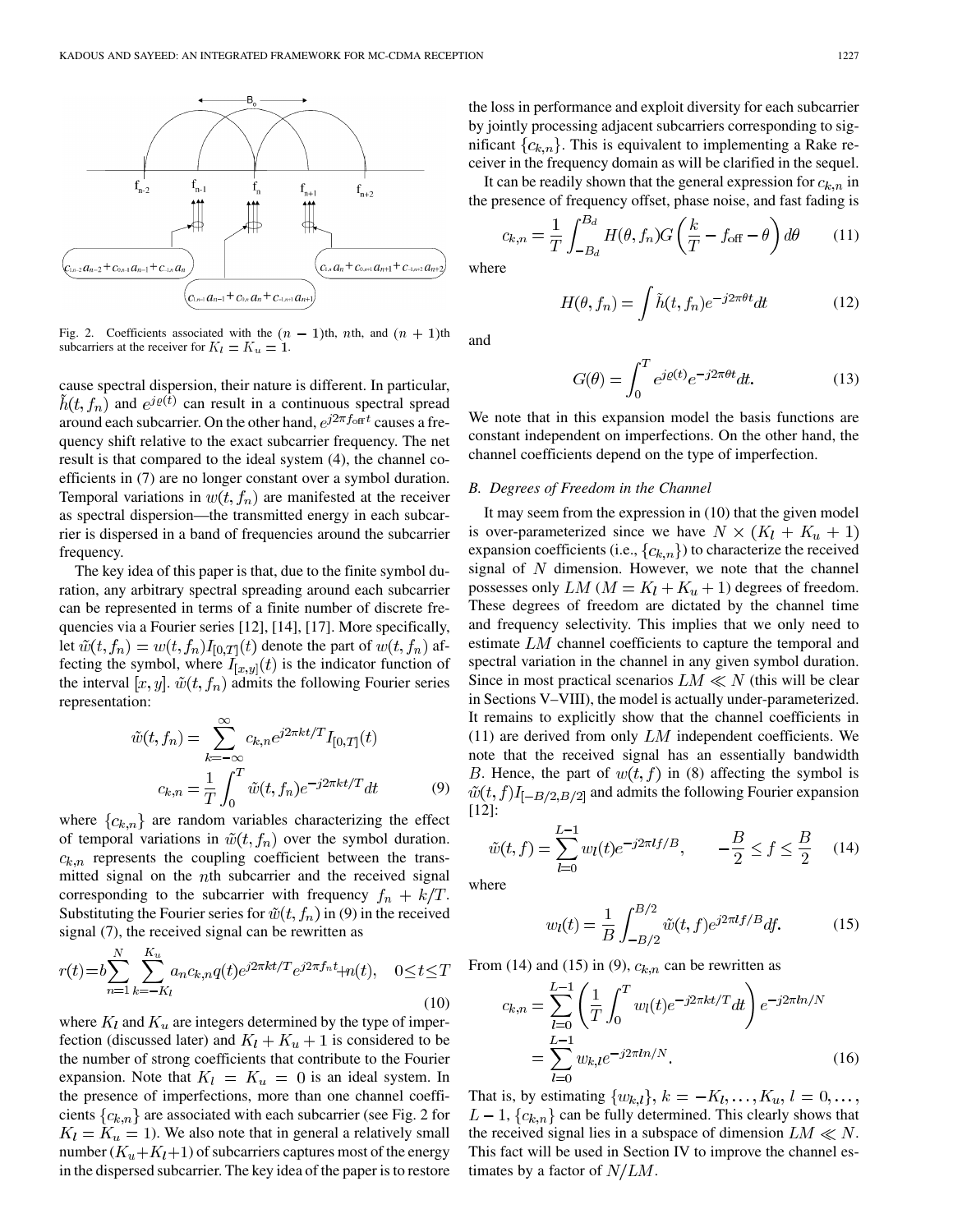Fig. 2. Coefficients associated with the $(n-1)$th, $n$th, and $(n+1)$th subcarriers at the receiver for $K_l = K_u = 1$.

cause spectral dispersion, their nature is different. In particular, $\tilde{h}(t, f_n)$ and $e^{j\varrho(t)}$ can result in a continuous spectral spread around each subcarrier. On the other hand, $e^{j2\pi f_{\text{off}} t}$ causes a frequency shift relative to the exact subcarrier frequency. The net result is that compared to the ideal system (4), the channel coefficients in (7) are no longer constant over a symbol duration. Temporal variations in $w(t, f_n)$ are manifested at the receiver as spectral dispersion—the transmitted energy in each subcarrier is dispersed in a band of frequencies around the subcarrier frequency.

The key idea of this paper is that, due to the finite symbol duration, any arbitrary spectral spreading around each subcarrier can be represented in terms of a finite number of discrete frequencies via a Fourier series [12], [14], [17]. More specifically, let $\tilde{w}(t, f_n) = w(t, f_n) I_{[0,T]}(t)$ denote the part of $w(t, f_n)$ affecting the symbol, where $I_{[x,y]}(t)$ is the indicator function of the interval $[x, y]$. $\tilde{w}(t, f_n)$ admits the following Fourier series representation:

$$\tilde{w}(t, f_n) = \sum_{k=-\infty}^{\infty} c_{k,n} e^{j2\pi kt/T} I_{[0,T]}(t)$$
$$c_{k,n} = \frac{1}{T} \int_0^T \tilde{w}(t, f_n) e^{-j2\pi kt/T} dt \tag{9}$$

where $\{c_{k,n}\}$ are random variables characterizing the effect of temporal variations in $\tilde{w}(t, f_n)$ over the symbol duration. $c_{k,n}$ represents the coupling coefficient between the transmitted signal on the $n$th subcarrier and the received signal corresponding to the subcarrier with frequency $f_n + k/T$. Substituting the Fourier series for $\tilde{w}(t, f_n)$ in (9) in the received signal (7), the received signal can be rewritten as

$$r(t) = b \sum_{n=1}^{N} \sum_{k=-K_l}^{K_u} a_n c_{k,n} q(t) e^{j2\pi kt/T} e^{j2\pi f_n t} + n(t), \quad 0 \le t \le T \tag{10}$$

where $K_l$ and $K_u$ are integers determined by the type of imperfection (discussed later) and $K_l + K_u + 1$ is considered to be the number of strong coefficients that contribute to the Fourier expansion. Note that $K_l = K_u = 0$ is an ideal system. In the presence of imperfections, more than one channel coefficients $\{c_{k,n}\}$ are associated with each subcarrier (see Fig. 2 for $K_l = K_u = 1$). We also note that in general a relatively small number $(K_u + K_l + 1)$ of subcarriers captures most of the energy in the dispersed subcarrier. The key idea of the paper is to restore the loss in performance and exploit diversity for each subcarrier by jointly processing adjacent subcarriers corresponding to significant $\{c_{k,n}\}$. This is equivalent to implementing a Rake receiver in the frequency domain as will be clarified in the sequel.

It can be readily shown that the general expression for $c_{k,n}$ in the presence of frequency offset, phase noise, and fast fading is

$$c_{k,n} = \frac{1}{T} \int_{-B_d}^{B_d} H(\theta, f_n) G\left(\frac{k}{T} - f_{\text{off}} - \theta\right) d\theta \tag{11}$$

where

$$H(\theta, f_n) = \int \tilde{h}(t, f_n) e^{-j2\pi\theta t} dt \tag{12}$$

and

$$G(\theta) = \int_0^T e^{j\varrho(t)} e^{-j2\pi\theta t} dt. \tag{13}$$

We note that in this expansion model the basis functions are constant independent on imperfections. On the other hand, the channel coefficients depend on the type of imperfection.

### B. Degrees of Freedom in the Channel

It may seem from the expression in (10) that the given model is over-parameterized since we have $N \times (K_l + K_u + 1)$ expansion coefficients (i.e., $\{c_{k,n}\}$) to characterize the received signal of $N$ dimension. However, we note that the channel possesses only $LM$ $(M = K_l + K_u + 1)$ degrees of freedom. These degrees of freedom are dictated by the channel time and frequency selectivity. This implies that we only need to estimate $LM$ channel coefficients to capture the temporal and spectral variation in the channel in any given symbol duration. Since in most practical scenarios $LM \ll N$ (this will be clear in Sections V–VIII), the model is actually under-parameterized. It remains to explicitly show that the channel coefficients in (11) are derived from only $LM$ independent coefficients. We note that the received signal has an essentially bandwidth $B$. Hence, the part of $w(t, f)$ in (8) affecting the symbol is $\tilde{w}(t, f) I_{[-B/2, B/2]}$ and admits the following Fourier expansion [12]:

$$\tilde{w}(t, f) = \sum_{l=0}^{L-1} w_l(t) e^{-j2\pi lf/B}, \qquad -\frac{B}{2} \le f \le \frac{B}{2} \tag{14}$$

where

$$w_l(t) = \frac{1}{B} \int_{-B/2}^{B/2} \tilde{w}(t, f) e^{j2\pi lf/B} df. \tag{15}$$

From (14) and (15) in (9), $c_{k,n}$ can be rewritten as

$$c_{k,n} = \sum_{l=0}^{L-1} \left( \frac{1}{T} \int_0^T w_l(t) e^{-j2\pi kt/T} dt \right) e^{-j2\pi ln/N}$$
$$= \sum_{l=0}^{L-1} w_{k,l} e^{-j2\pi ln/N}. \tag{16}$$

That is, by estimating $\{w_{k,l}\}$, $k = -K_l, \ldots, K_u$, $l = 0, \ldots, L-1$, $\{c_{k,n}\}$ can be fully determined. This clearly shows that the received signal lies in a subspace of dimension $LM \ll N$. This fact will be used in Section IV to improve the channel estimates by a factor of $N/LM$.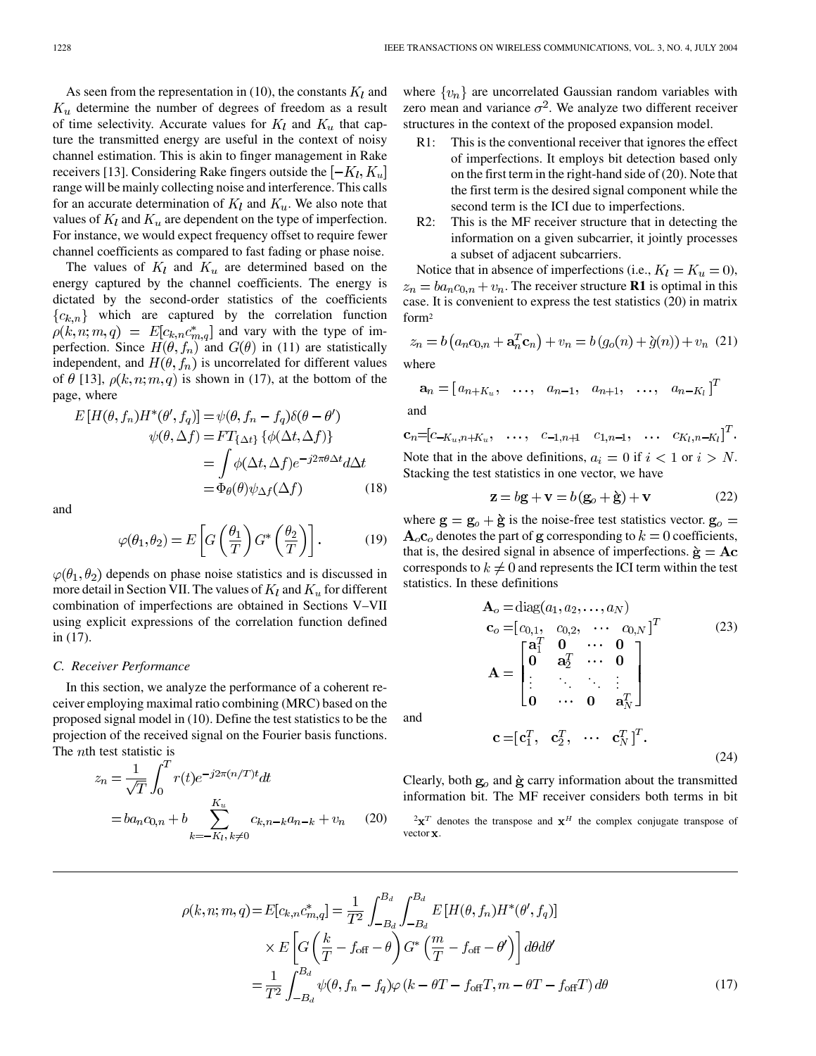As seen from the representation in (10), the constants $K_l$ and $K_u$ determine the number of degrees of freedom as a result of time selectivity. Accurate values for $K_l$ and $K_u$ that capture the transmitted energy are useful in the context of noisy channel estimation. This is akin to finger management in Rake receivers [13]. Considering Rake fingers outside the $[-K_l, K_u]$ range will be mainly collecting noise and interference. This calls for an accurate determination of $K_l$ and $K_u$. We also note that values of $K_l$ and $K_u$ are dependent on the type of imperfection. For instance, we would expect frequency offset to require fewer channel coefficients as compared to fast fading or phase noise.

The values of $K_l$ and $K_u$ are determined based on the energy captured by the channel coefficients. The energy is dictated by the second-order statistics of the coefficients $\{c_{k,n}\}$ which are captured by the correlation function $\rho(k,n;m,q) = E[c_{k,n}c^*_{m,q}]$ and vary with the type of imperfection. Since $H(\theta, f_n)$ and $G(\theta)$ in (11) are statistically independent, and $H(\theta, f_n)$ is uncorrelated for different values of $\theta$ [13], $\rho(k,n;m,q)$ is shown in (17), at the bottom of the page, where

$$\begin{aligned} E\left[H(\theta, f_n)H^*(\theta', f_q)\right] &= \psi(\theta, f_n - f_q)\delta(\theta - \theta') \\ \psi(\theta, \Delta f) &= FT_{\{\Delta t\}}\left\{\phi(\Delta t, \Delta f)\right\} \\ &= \int \phi(\Delta t, \Delta f)e^{-j2\pi\theta\Delta t}d\Delta t \\ &= \Phi_\theta(\theta)\psi_{\Delta f}(\Delta f) \end{aligned} \tag{18}$$

and

$$\varphi(\theta_1, \theta_2) = E\left[G\left(\frac{\theta_1}{T}\right)G^*\left(\frac{\theta_2}{T}\right)\right]. \tag{19}$$

$\varphi(\theta_1, \theta_2)$ depends on phase noise statistics and is discussed in more detail in Section VII. The values of $K_l$ and $K_u$ for different combination of imperfections are obtained in Sections V–VII using explicit expressions of the correlation function defined in (17).

### C. Receiver Performance

In this section, we analyze the performance of a coherent receiver employing maximal ratio combining (MRC) based on the proposed signal model in (10). Define the test statistics to be the projection of the received signal on the Fourier basis functions. The $n$th test statistic is

$$\begin{aligned} z_n &= \frac{1}{\sqrt{T}}\int_0^T r(t)e^{-j2\pi(n/T)t}dt \\ &= ba_nc_{0,n} + b\sum_{k=-K_l,\,k\neq 0}^{K_u} c_{k,n-k}a_{n-k} + v_n \end{aligned} \tag{20}$$

where $\{v_n\}$ are uncorrelated Gaussian random variables with zero mean and variance $\sigma^2$. We analyze two different receiver structures in the context of the proposed expansion model.

- R1: This is the conventional receiver that ignores the effect of imperfections. It employs bit detection based only on the first term in the right-hand side of (20). Note that the first term is the desired signal component while the second term is the ICI due to imperfections.
- R2: This is the MF receiver structure that in detecting the information on a given subcarrier, it jointly processes a subset of adjacent subcarriers.

Notice that in absence of imperfections (i.e., $K_l = K_u = 0$), $z_n = ba_nc_{0,n} + v_n$. The receiver structure **R1** is optimal in this case. It is convenient to express the test statistics (20) in matrix form[2]

$$z_n = b\left(a_nc_{0,n} + \mathbf{a}_n^T\mathbf{c}_n\right) + v_n = b\left(g_o(n) + \grave{g}(n)\right) + v_n \tag{21}$$

where

$$\mathbf{a}_n = \left[\, a_{n+K_u}, \quad \ldots, \quad a_{n-1}, \quad a_{n+1}, \quad \ldots, \quad a_{n-K_l}\,\right]^T$$

and

$$\mathbf{c}_n = \left[c_{-K_u,n+K_u}, \quad \ldots, \quad c_{-1,n+1} \quad c_{1,n-1}, \quad \ldots \quad c_{K_l,n-K_l}\right]^T.$$

Note that in the above definitions, $a_i = 0$ if $i < 1$ or $i > N$. Stacking the test statistics in one vector, we have

$$\mathbf{z} = b\mathbf{g} + \mathbf{v} = b\left(\mathbf{g}_o + \grave{\mathbf{g}}\right) + \mathbf{v} \tag{22}$$

where $\mathbf{g} = \mathbf{g}_o + \grave{\mathbf{g}}$ is the noise-free test statistics vector. $\mathbf{g}_o = \mathbf{A}_o\mathbf{c}_o$ denotes the part of $\mathbf{g}$ corresponding to $k = 0$ coefficients, that is, the desired signal in absence of imperfections. $\grave{\mathbf{g}} = \mathbf{A}\mathbf{c}$ corresponds to $k \neq 0$ and represents the ICI term within the test statistics. In these definitions

$$\begin{aligned} \mathbf{A}_o &= \mathrm{diag}(a_1, a_2, \ldots, a_N) \\ \mathbf{c}_o &= \left[\, c_{0,1}, \quad c_{0,2}, \quad \cdots \quad c_{0,N}\,\right]^T \\ \mathbf{A} &= \begin{bmatrix} \mathbf{a}_1^T & \mathbf{0} & \cdots & \mathbf{0} \\ \mathbf{0} & \mathbf{a}_2^T & \cdots & \mathbf{0} \\ \vdots & \ddots & \ddots & \vdots \\ \mathbf{0} & \cdots & \mathbf{0} & \mathbf{a}_N^T \end{bmatrix} \end{aligned} \tag{23}$$

and

$$\mathbf{c} = \left[\, \mathbf{c}_1^T, \quad \mathbf{c}_2^T, \quad \cdots \quad \mathbf{c}_N^T\,\right]^T. \tag{24}$$

Clearly, both $\mathbf{g}_o$ and $\grave{\mathbf{g}}$ carry information about the transmitted information bit. The MF receiver considers both terms in bit

[2] $\mathbf{x}^T$ denotes the transpose and $\mathbf{x}^H$ the complex conjugate transpose of vector $\mathbf{x}$.

$$\begin{aligned} \rho(k,n;m,q) = E[c_{k,n}c^*_{m,q}] &= \frac{1}{T^2}\int_{-B_d}^{B_d}\int_{-B_d}^{B_d} E\left[H(\theta, f_n)H^*(\theta', f_q)\right] \\ &\quad\times E\left[G\left(\frac{k}{T} - f_{\text{off}} - \theta\right)G^*\left(\frac{m}{T} - f_{\text{off}} - \theta'\right)\right]d\theta d\theta' \\ &= \frac{1}{T^2}\int_{-B_d}^{B_d}\psi(\theta, f_n - f_q)\varphi\left(k - \theta T - f_{\text{off}}T, m - \theta T - f_{\text{off}}T\right)d\theta \end{aligned} \tag{17}$$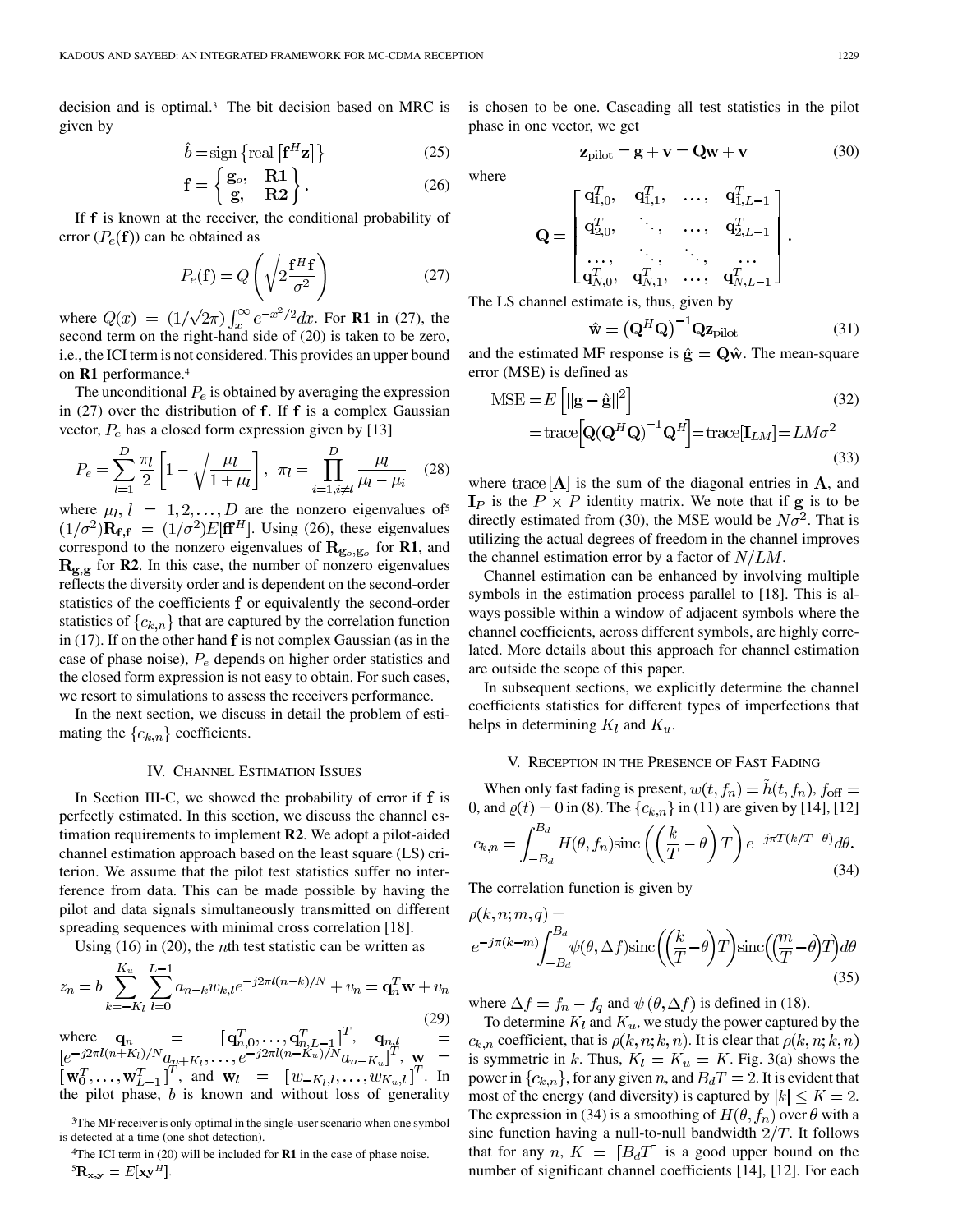decision and is optimal.[3] The bit decision based on MRC is given by

$$\hat{b} = \text{sign}\left\{\text{real}\left[\mathbf{f}^H \mathbf{z}\right]\right\} \tag{25}$$

$$\mathbf{f} = \begin{Bmatrix} \mathbf{g}_o, & \mathbf{R1} \\ \mathbf{g}, & \mathbf{R2} \end{Bmatrix}. \tag{26}$$

If $\mathbf{f}$ is known at the receiver, the conditional probability of error ($P_e(\mathbf{f})$) can be obtained as

$$P_e(\mathbf{f}) = Q\left(\sqrt{2\frac{\mathbf{f}^H \mathbf{f}}{\sigma^2}}\right) \tag{27}$$

where $Q(x) = (1/\sqrt{2\pi})\int_x^\infty e^{-x^2/2}dx$. For **R1** in (27), the second term on the right-hand side of (20) is taken to be zero, i.e., the ICI term is not considered. This provides an upper bound on **R1** performance.[4]

The unconditional $P_e$ is obtained by averaging the expression in (27) over the distribution of $\mathbf{f}$. If $\mathbf{f}$ is a complex Gaussian vector, $P_e$ has a closed form expression given by [13]

$$P_e = \sum_{l=1}^{D} \frac{\pi_l}{2}\left[1 - \sqrt{\frac{\mu_l}{1+\mu_l}}\right], \quad \pi_l = \prod_{i=1, i\neq l}^{D} \frac{\mu_l}{\mu_l - \mu_i} \tag{28}$$

where $\mu_l$, $l = 1, 2, \ldots, D$ are the nonzero eigenvalues of[5] $(1/\sigma^2)\mathbf{R}_{\mathbf{f},\mathbf{f}} = (1/\sigma^2)E[\mathbf{f}\mathbf{f}^H]$. Using (26), these eigenvalues correspond to the nonzero eigenvalues of $\mathbf{R}_{\mathbf{g}_o,\mathbf{g}_o}$ for **R1**, and $\mathbf{R}_{\mathbf{g},\mathbf{g}}$ for **R2**. In this case, the number of nonzero eigenvalues reflects the diversity order and is dependent on the second-order statistics of the coefficients $\mathbf{f}$ or equivalently the second-order statistics of $\{c_{k,n}\}$ that are captured by the correlation function in (17). If on the other hand $\mathbf{f}$ is not complex Gaussian (as in the case of phase noise), $P_e$ depends on higher order statistics and the closed form expression is not easy to obtain. For such cases, we resort to simulations to assess the receivers performance.

In the next section, we discuss in detail the problem of estimating the $\{c_{k,n}\}$ coefficients.

## IV. Channel Estimation Issues

In Section III-C, we showed the probability of error if $\mathbf{f}$ is perfectly estimated. In this section, we discuss the channel estimation requirements to implement **R2**. We adopt a pilot-aided channel estimation approach based on the least square (LS) criterion. We assume that the pilot test statistics suffer no interference from data. This can be made possible by having the pilot and data signals simultaneously transmitted on different spreading sequences with minimal cross correlation [18].

Using (16) in (20), the $n$th test statistic can be written as

$$z_n = b\sum_{k=-K_l}^{K_u}\sum_{l=0}^{L-1} a_{n-k} w_{k,l} e^{-j2\pi l(n-k)/N} + v_n = \mathbf{q}_n^T \mathbf{w} + v_n \tag{29}$$

where $\mathbf{q}_n = [\mathbf{q}_{n,0}^T, \ldots, \mathbf{q}_{n,L-1}^T]^T$, $\mathbf{q}_{n,l} = [e^{-j2\pi l(n+K_l)/N} a_{n+K_l}, \ldots, e^{-j2\pi l(n-K_u)/N} a_{n-K_u}]^T$, $\mathbf{w} = [\mathbf{w}_0^T, \ldots, \mathbf{w}_{L-1}^T]^T$, and $\mathbf{w}_l = [w_{-K_l,l}, \ldots, w_{K_u,l}]^T$. In the pilot phase, $b$ is known and without loss of generality is chosen to be one. Cascading all test statistics in the pilot phase in one vector, we get

$$\mathbf{z}_{\text{pilot}} = \mathbf{g} + \mathbf{v} = \mathbf{Q}\mathbf{w} + \mathbf{v} \tag{30}$$

where

$$\mathbf{Q} = \begin{bmatrix} \mathbf{q}_{1,0}^T, & \mathbf{q}_{1,1}^T, & \ldots, & \mathbf{q}_{1,L-1}^T \\ \mathbf{q}_{2,0}^T, & \ddots, & \ldots, & \mathbf{q}_{2,L-1}^T \\ \ldots, & \ddots, & \ddots, & \ldots \\ \mathbf{q}_{N,0}^T, & \mathbf{q}_{N,1}^T, & \ldots, & \mathbf{q}_{N,L-1}^T \end{bmatrix}.$$

The LS channel estimate is, thus, given by

$$\hat{\mathbf{w}} = \left(\mathbf{Q}^H\mathbf{Q}\right)^{-1}\mathbf{Q}\mathbf{z}_{\text{pilot}} \tag{31}$$

and the estimated MF response is $\hat{\mathbf{g}} = \mathbf{Q}\hat{\mathbf{w}}$. The mean-square error (MSE) is defined as

$$\text{MSE} = E\left[\|\mathbf{g} - \hat{\mathbf{g}}\|^2\right] \tag{32}$$

$$= \text{trace}\left[\mathbf{Q}(\mathbf{Q}^H\mathbf{Q})^{-1}\mathbf{Q}^H\right] = \text{trace}[\mathbf{I}_{LM}] = LM\sigma^2 \tag{33}$$

where $\text{trace}[\mathbf{A}]$ is the sum of the diagonal entries in $\mathbf{A}$, and $\mathbf{I}_P$ is the $P \times P$ identity matrix. We note that if $\mathbf{g}$ is to be directly estimated from (30), the MSE would be $N\sigma^2$. That is utilizing the actual degrees of freedom in the channel improves the channel estimation error by a factor of $N/LM$.

Channel estimation can be enhanced by involving multiple symbols in the estimation process parallel to [18]. This is always possible within a window of adjacent symbols where the channel coefficients, across different symbols, are highly correlated. More details about this approach for channel estimation are outside the scope of this paper.

In subsequent sections, we explicitly determine the channel coefficients statistics for different types of imperfections that helps in determining $K_l$ and $K_u$.

## V. Reception in the Presence of Fast Fading

When only fast fading is present, $w(t, f_n) = \tilde{h}(t, f_n)$, $f_{\text{off}} = 0$, and $\varrho(t) = 0$ in (8). The $\{c_{k,n}\}$ in (11) are given by [14], [12]

$$c_{k,n} = \int_{-B_d}^{B_d} H(\theta, f_n)\text{sinc}\left(\left(\frac{k}{T} - \theta\right)T\right)e^{-j\pi T(k/T-\theta)}d\theta. \tag{34}$$

The correlation function is given by

$$\rho(k, n; m, q) = e^{-j\pi(k-m)}\int_{-B_d}^{B_d}\psi(\theta, \Delta f)\text{sinc}\left(\left(\frac{k}{T}-\theta\right)T\right)\text{sinc}\left(\left(\frac{m}{T}-\theta\right)T\right)d\theta \tag{35}$$

where $\Delta f = f_n - f_q$ and $\psi(\theta, \Delta f)$ is defined in (18).

To determine $K_l$ and $K_u$, we study the power captured by the $c_{k,n}$ coefficient, that is $\rho(k, n; k, n)$. It is clear that $\rho(k, n; k, n)$ is symmetric in $k$. Thus, $K_l = K_u = K$. Fig. 3(a) shows the power in $\{c_{k,n}\}$, for any given $n$, and $B_dT = 2$. It is evident that most of the energy (and diversity) is captured by $|k| \le K = 2$. The expression in (34) is a smoothing of $H(\theta, f_n)$ over $\theta$ with a sinc function having a null-to-null bandwidth $2/T$. It follows that for any $n$, $K = \lceil B_dT \rceil$ is a good upper bound on the number of significant channel coefficients [14], [12]. For each

---

[3] The MF receiver is only optimal in the single-user scenario when one symbol is detected at a time (one shot detection).

[4] The ICI term in (20) will be included for **R1** in the case of phase noise.

[5] $\mathbf{R}_{\mathbf{x},\mathbf{y}} = E[\mathbf{x}\mathbf{y}^H]$.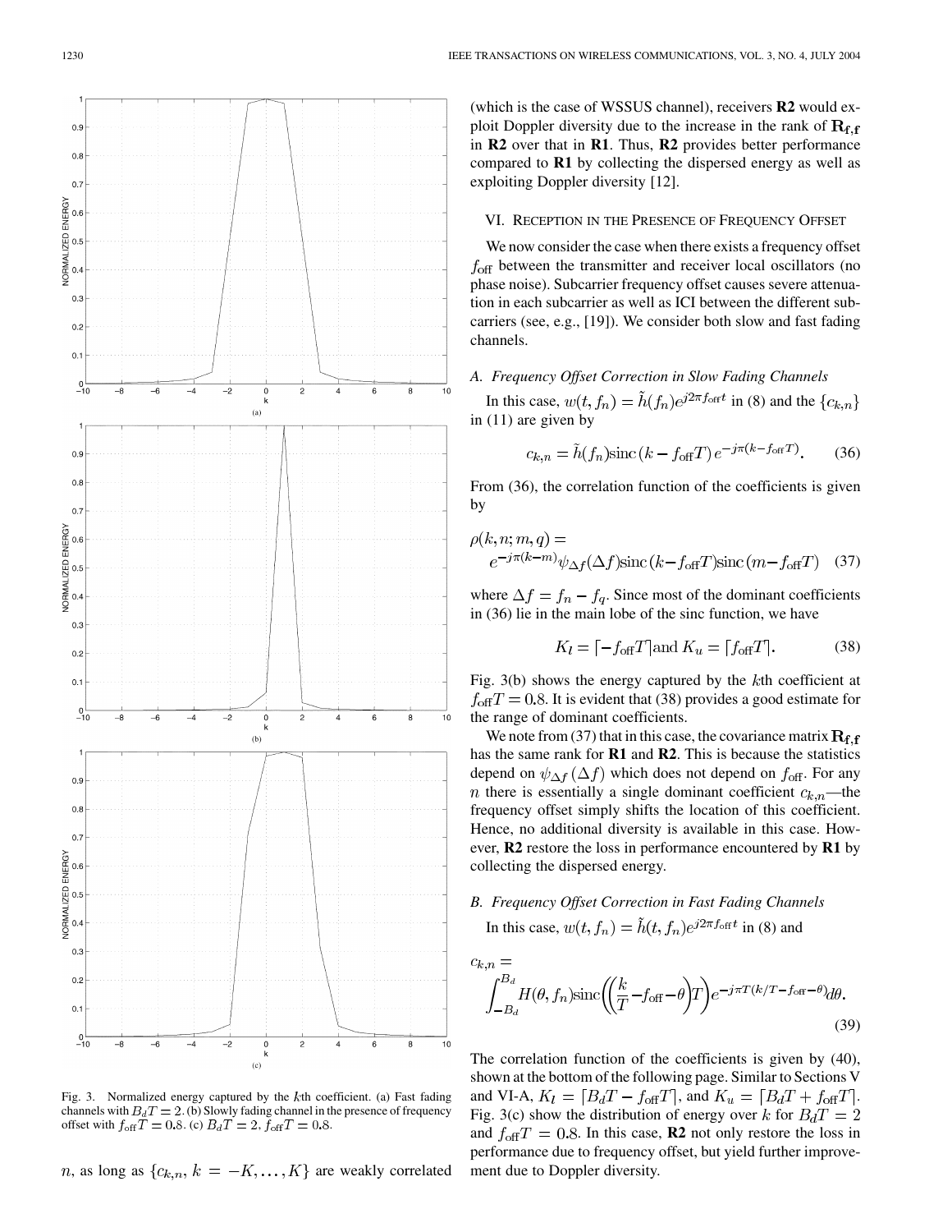Fig. 3. Normalized energy captured by the $k$th coefficient. (a) Fast fading channels with $B_dT = 2$. (b) Slowly fading channel in the presence of frequency offset with $f_{\text{off}}T = 0.8$. (c) $B_dT = 2$, $f_{\text{off}}T = 0.8$.

$n$, as long as $\{c_{k,n}, k = -K, \ldots, K\}$ are weakly correlated (which is the case of WSSUS channel), receivers **R2** would exploit Doppler diversity due to the increase in the rank of $\mathbf{R_{f,f}}$ in **R2** over that in **R1**. Thus, **R2** provides better performance compared to **R1** by collecting the dispersed energy as well as exploiting Doppler diversity [12].

## VI. Reception in the Presence of Frequency Offset

We now consider the case when there exists a frequency offset $f_{\text{off}}$ between the transmitter and receiver local oscillators (no phase noise). Subcarrier frequency offset causes severe attenuation in each subcarrier as well as ICI between the different subcarriers (see, e.g., [19]). We consider both slow and fast fading channels.

### A. Frequency Offset Correction in Slow Fading Channels

In this case, $w(t, f_n) = \tilde{h}(f_n)e^{j2\pi f_{\text{off}}t}$ in (8) and the $\{c_{k,n}\}$ in (11) are given by

$$c_{k,n} = \tilde{h}(f_n)\text{sinc}\,(k - f_{\text{off}}T)\,e^{-j\pi(k - f_{\text{off}}T)}. \tag{36}$$

From (36), the correlation function of the coefficients is given by

$$\rho(k, n; m, q) = e^{-j\pi(k-m)}\psi_{\Delta f}(\Delta f)\text{sinc}\,(k - f_{\text{off}}T)\text{sinc}\,(m - f_{\text{off}}T) \tag{37}$$

where $\Delta f = f_n - f_q$. Since most of the dominant coefficients in (36) lie in the main lobe of the sinc function, we have

$$K_l = \lceil -f_{\text{off}}T \rceil \text{and } K_u = \lceil f_{\text{off}}T \rceil. \tag{38}$$

Fig. 3(b) shows the energy captured by the $k$th coefficient at $f_{\text{off}}T = 0.8$. It is evident that (38) provides a good estimate for the range of dominant coefficients.

We note from (37) that in this case, the covariance matrix $\mathbf{R_{f,f}}$ has the same rank for **R1** and **R2**. This is because the statistics depend on $\psi_{\Delta f}(\Delta f)$ which does not depend on $f_{\text{off}}$. For any $n$ there is essentially a single dominant coefficient $c_{k,n}$—the frequency offset simply shifts the location of this coefficient. Hence, no additional diversity is available in this case. However, **R2** restore the loss in performance encountered by **R1** by collecting the dispersed energy.

### B. Frequency Offset Correction in Fast Fading Channels

In this case, $w(t, f_n) = \tilde{h}(t, f_n)e^{j2\pi f_{\text{off}}t}$ in (8) and

$$c_{k,n} = \int_{-B_d}^{B_d} H(\theta, f_n)\text{sinc}\left(\left(\frac{k}{T} - f_{\text{off}} - \theta\right)T\right)e^{-j\pi T(k/T - f_{\text{off}} - \theta)}d\theta. \tag{39}$$

The correlation function of the coefficients is given by (40), shown at the bottom of the following page. Similar to Sections V and VI-A, $K_l = \lceil B_dT - f_{\text{off}}T \rceil$, and $K_u = \lceil B_dT + f_{\text{off}}T \rceil$. Fig. 3(c) show the distribution of energy over $k$ for $B_dT = 2$ and $f_{\text{off}}T = 0.8$. In this case, **R2** not only restore the loss in performance due to frequency offset, but yield further improvement due to Doppler diversity.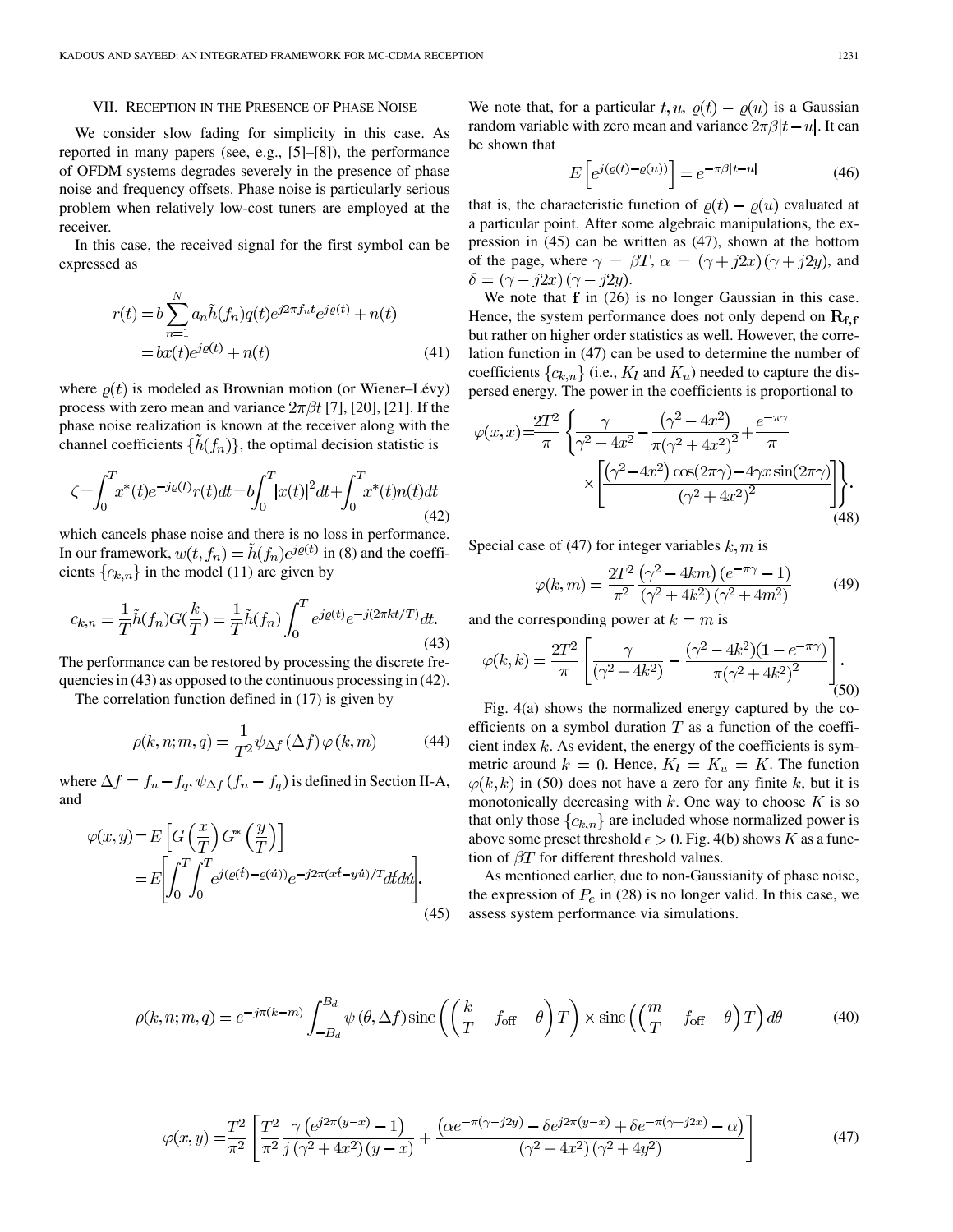## VII. Reception in the Presence of Phase Noise

We consider slow fading for simplicity in this case. As reported in many papers (see, e.g., [5]–[8]), the performance of OFDM systems degrades severely in the presence of phase noise and frequency offsets. Phase noise is particularly serious problem when relatively low-cost tuners are employed at the receiver.

In this case, the received signal for the first symbol can be expressed as

$$r(t) = b\sum_{n=1}^{N} a_n \tilde{h}(f_n) q(t) e^{j2\pi f_n t} e^{j\varrho(t)} + n(t) = bx(t)e^{j\varrho(t)} + n(t) \tag{41}$$

where $\varrho(t)$ is modeled as Brownian motion (or Wiener–Lévy) process with zero mean and variance $2\pi\beta t$ [7], [20], [21]. If the phase noise realization is known at the receiver along with the channel coefficients $\{\tilde{h}(f_n)\}$, the optimal decision statistic is

$$\zeta = \int_0^T x^*(t)e^{-j\varrho(t)} r(t)dt = b\int_0^T |x(t)|^2 dt + \int_0^T x^*(t)n(t)dt \tag{42}$$

which cancels phase noise and there is no loss in performance. In our framework, $w(t, f_n) = \tilde{h}(f_n)e^{j\varrho(t)}$ in (8) and the coefficients $\{c_{k,n}\}$ in the model (11) are given by

$$c_{k,n} = \frac{1}{T}\tilde{h}(f_n)G\left(\frac{k}{T}\right) = \frac{1}{T}\tilde{h}(f_n)\int_0^T e^{j\varrho(t)}e^{-j(2\pi k t/T)}dt. \tag{43}$$

The performance can be restored by processing the discrete frequencies in (43) as opposed to the continuous processing in (42).

The correlation function defined in (17) is given by

$$\rho(k,n;m,q) = \frac{1}{T^2}\psi_{\Delta f}(\Delta f)\varphi(k,m) \tag{44}$$

where $\Delta f = f_n - f_q$, $\psi_{\Delta f}(f_n - f_q)$ is defined in Section II-A, and

$$\varphi(x,y) = E\left[G\left(\frac{x}{T}\right)G^*\left(\frac{y}{T}\right)\right] = E\left[\int_0^T\int_0^T e^{j(\varrho(t)-\varrho(u))}e^{-j2\pi(xt-yu)/T}dt\,du\right]. \tag{45}$$

We note that, for a particular $t, u$, $\varrho(t) - \varrho(u)$ is a Gaussian random variable with zero mean and variance $2\pi\beta|t-u|$. It can be shown that

$$E\left[e^{j(\varrho(t)-\varrho(u))}\right] = e^{-\pi\beta|t-u|} \tag{46}$$

that is, the characteristic function of $\varrho(t) - \varrho(u)$ evaluated at a particular point. After some algebraic manipulations, the expression in (45) can be written as (47), shown at the bottom of the page, where $\gamma = \beta T$, $\alpha = (\gamma + j2x)(\gamma + j2y)$, and $\delta = (\gamma - j2x)(\gamma - j2y)$.

We note that $\mathbf{f}$ in (26) is no longer Gaussian in this case. Hence, the system performance does not only depend on $\mathbf{R_{f,f}}$ but rather on higher order statistics as well. However, the correlation function in (47) can be used to determine the number of coefficients $\{c_{k,n}\}$ (i.e., $K_l$ and $K_u$) needed to capture the dispersed energy. The power in the coefficients is proportional to

$$\varphi(x,x) = \frac{2T^2}{\pi}\left\{\frac{\gamma}{\gamma^2+4x^2} - \frac{(\gamma^2-4x^2)}{\pi(\gamma^2+4x^2)^2} + \frac{e^{-\pi\gamma}}{\pi} \times\left[\frac{(\gamma^2-4x^2)\cos(2\pi\gamma) - 4\gamma x\sin(2\pi\gamma)}{(\gamma^2+4x^2)^2}\right]\right\}. \tag{48}$$

Special case of (47) for integer variables $k, m$ is

$$\varphi(k,m) = \frac{2T^2}{\pi^2}\frac{(\gamma^2-4km)(e^{-\pi\gamma}-1)}{(\gamma^2+4k^2)(\gamma^2+4m^2)} \tag{49}$$

and the corresponding power at $k = m$ is

$$\varphi(k,k) = \frac{2T^2}{\pi}\left[\frac{\gamma}{(\gamma^2+4k^2)} - \frac{(\gamma^2-4k^2)(1-e^{-\pi\gamma})}{\pi(\gamma^2+4k^2)^2}\right]. \tag{50}$$

Fig. 4(a) shows the normalized energy captured by the coefficients on a symbol duration $T$ as a function of the coefficient index $k$. As evident, the energy of the coefficients is symmetric around $k = 0$. Hence, $K_l = K_u = K$. The function $\varphi(k,k)$ in (50) does not have a zero for any finite $k$, but it is monotonically decreasing with $k$. One way to choose $K$ is so that only those $\{c_{k,n}\}$ are included whose normalized power is above some preset threshold $\epsilon > 0$. Fig. 4(b) shows $K$ as a function of $\beta T$ for different threshold values.

As mentioned earlier, due to non-Gaussianity of phase noise, the expression of $P_e$ in (28) is no longer valid. In this case, we assess system performance via simulations.

$$\rho(k,n;m,q) = e^{-j\pi(k-m)}\int_{-B_d}^{B_d}\psi(\theta,\Delta f)\,\mathrm{sinc}\left(\left(\frac{k}{T} - f_{\mathrm{off}} - \theta\right)T\right) \times \mathrm{sinc}\left(\left(\frac{m}{T} - f_{\mathrm{off}} - \theta\right)T\right)d\theta \tag{40}$$

$$\varphi(x,y) = \frac{T^2}{\pi^2}\left[\frac{T^2}{\pi^2}\frac{\gamma\left(e^{j2\pi(y-x)}-1\right)}{j(\gamma^2+4x^2)(y-x)} + \frac{\left(\alpha e^{-\pi(\gamma-j2y)} - \delta e^{j2\pi(y-x)} + \delta e^{-\pi(\gamma+j2x)} - \alpha\right)}{(\gamma^2+4x^2)(\gamma^2+4y^2)}\right] \tag{47}$$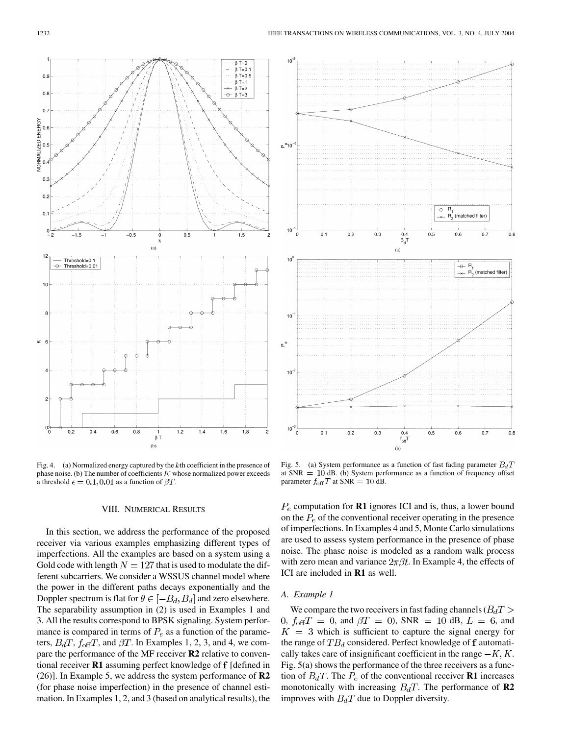Fig. 4. (a) Normalized energy captured by the $k$th coefficient in the presence of phase noise. (b) The number of coefficients $K$ whose normalized power exceeds a threshold $\epsilon = 0.1, 0.01$ as a function of $\beta T$.

Fig. 5. (a) System performance as a function of fast fading parameter $B_d T$ at SNR $= 10$ dB. (b) System performance as a function of frequency offset parameter $f_{\rm off} T$ at SNR $= 10$ dB.

## VIII. Numerical Results

In this section, we address the performance of the proposed receiver via various examples emphasizing different types of imperfections. All the examples are based on a system using a Gold code with length $N = 127$ that is used to modulate the different subcarriers. We consider a WSSUS channel model where the power in the different paths decays exponentially and the Doppler spectrum is flat for $\theta \in [-B_d, B_d]$ and zero elsewhere. The separability assumption in (2) is used in Examples 1 and 3. All the results correspond to BPSK signaling. System performance is compared in terms of $P_e$ as a function of the parameters, $B_d T$, $f_{\rm off} T$, and $\beta T$. In Examples 1, 2, 3, and 4, we compare the performance of the MF receiver **R2** relative to conventional receiver **R1** assuming perfect knowledge of $\mathbf{f}$ [defined in (26)]. In Example 5, we address the system performance of **R2** (for phase noise imperfection) in the presence of channel estimation. In Examples 1, 2, and 3 (based on analytical results), the $P_e$ computation for **R1** ignores ICI and is, thus, a lower bound on the $P_e$ of the conventional receiver operating in the presence of imperfections. In Examples 4 and 5, Monte Carlo simulations are used to assess system performance in the presence of phase noise. The phase noise is modeled as a random walk process with zero mean and variance $2\pi\beta t$. In Example 4, the effects of ICI are included in **R1** as well.

### A. Example 1

We compare the two receivers in fast fading channels ($B_d T > 0$, $f_{\rm off} T = 0$, and $\beta T = 0$), SNR $= 10$ dB, $L = 6$, and $K = 3$ which is sufficient to capture the signal energy for the range of $T B_d$ considered. Perfect knowledge of $\mathbf{f}$ automatically takes care of insignificant coefficient in the range $-K, K$. Fig. 5(a) shows the performance of the three receivers as a function of $B_d T$. The $P_e$ of the conventional receiver **R1** increases monotonically with increasing $B_d T$. The performance of **R2** improves with $B_d T$ due to Doppler diversity.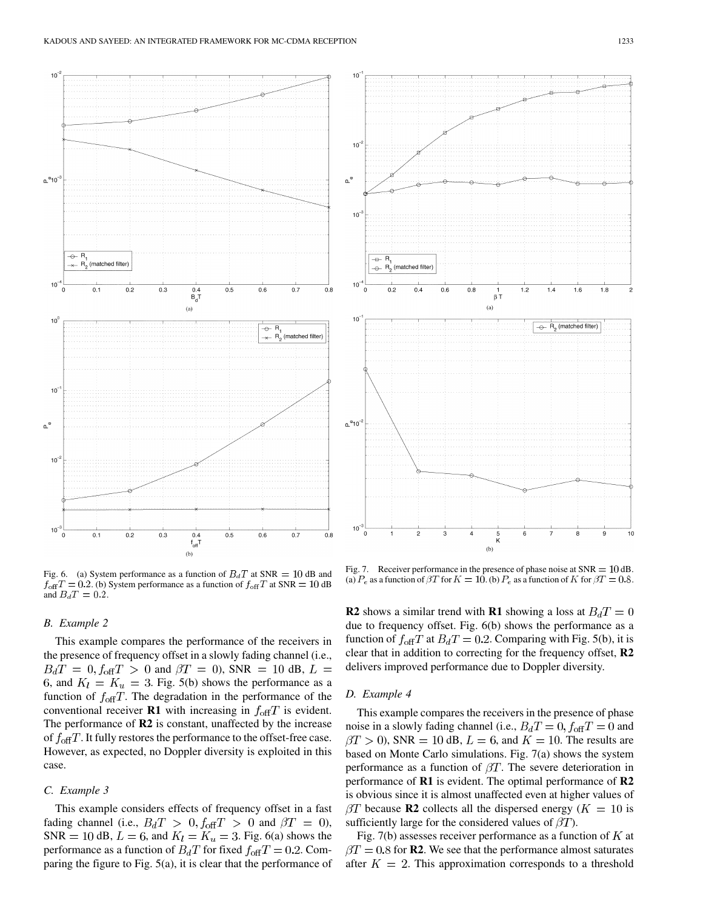Fig. 6. (a) System performance as a function of $B_dT$ at SNR $= 10$ dB and $f_{\rm off}T = 0.2$. (b) System performance as a function of $f_{\rm off}T$ at SNR $= 10$ dB and $B_dT = 0.2$.

Fig. 7. Receiver performance in the presence of phase noise at SNR $= 10$ dB. (a) $P_e$ as a function of $\beta T$ for $K = 10$. (b) $P_e$ as a function of $K$ for $\beta T = 0.8$.

### B. Example 2

This example compares the performance of the receivers in the presence of frequency offset in a slowly fading channel (i.e., $B_dT = 0, f_{\rm off}T > 0$ and $\beta T = 0$), SNR $= 10$ dB, $L = 6$, and $K_l = K_u = 3$. Fig. 5(b) shows the performance as a function of $f_{\rm off}T$. The degradation in the performance of the conventional receiver **R1** with increasing in $f_{\rm off}T$ is evident. The performance of **R2** is constant, unaffected by the increase of $f_{\rm off}T$. It fully restores the performance to the offset-free case. However, as expected, no Doppler diversity is exploited in this case.

### C. Example 3

This example considers effects of frequency offset in a fast fading channel (i.e., $B_dT > 0, f_{\rm off}T > 0$ and $\beta T = 0$), SNR $= 10$ dB, $L = 6$, and $K_l = K_u = 3$. Fig. 6(a) shows the performance as a function of $B_dT$ for fixed $f_{\rm off}T = 0.2$. Comparing the figure to Fig. 5(a), it is clear that the performance of **R2** shows a similar trend with **R1** showing a loss at $B_dT = 0$ due to frequency offset. Fig. 6(b) shows the performance as a function of $f_{\rm off}T$ at $B_dT = 0.2$. Comparing with Fig. 5(b), it is clear that in addition to correcting for the frequency offset, **R2** delivers improved performance due to Doppler diversity.

### D. Example 4

This example compares the receivers in the presence of phase noise in a slowly fading channel (i.e., $B_dT = 0, f_{\rm off}T = 0$ and $\beta T > 0$), SNR $= 10$ dB, $L = 6$, and $K = 10$. The results are based on Monte Carlo simulations. Fig. 7(a) shows the system performance as a function of $\beta T$. The severe deterioration in performance of **R1** is evident. The optimal performance of **R2** is obvious since it is almost unaffected even at higher values of $\beta T$ because **R2** collects all the dispersed energy ($K = 10$ is sufficiently large for the considered values of $\beta T$).

Fig. 7(b) assesses receiver performance as a function of $K$ at $\beta T = 0.8$ for **R2**. We see that the performance almost saturates after $K = 2$. This approximation corresponds to a threshold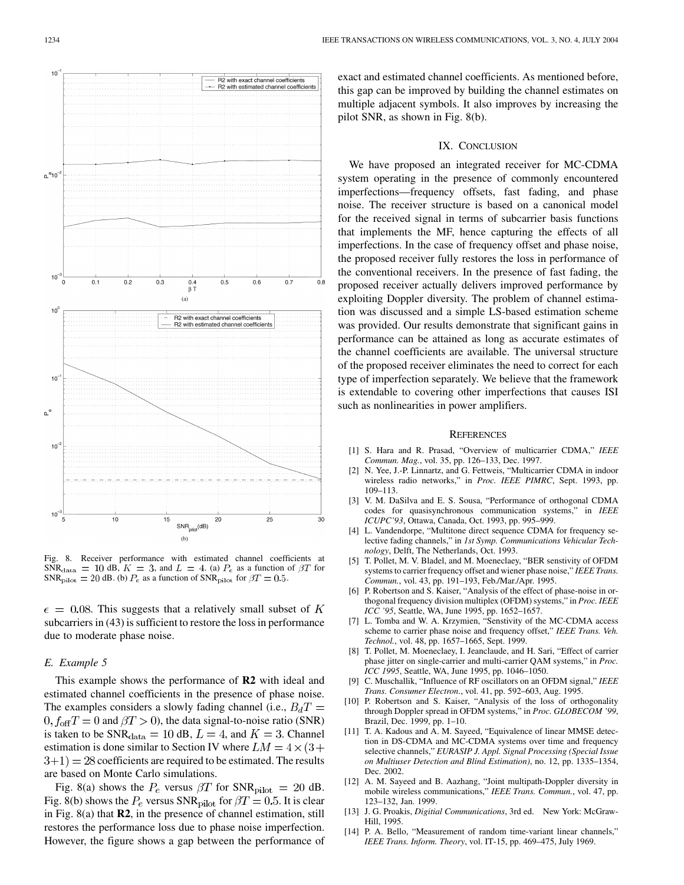Fig. 8. Receiver performance with estimated channel coefficients at $\mathrm{SNR}_{\mathrm{data}} = 10$ dB, $K = 3$, and $L = 4$. (a) $P_e$ as a function of $\beta T$ for $\mathrm{SNR}_{\mathrm{pilot}} = 20$ dB. (b) $P_e$ as a function of $\mathrm{SNR}_{\mathrm{pilot}}$ for $\beta T = 0.5$.

$\epsilon = 0.08$. This suggests that a relatively small subset of $K$ subcarriers in (43) is sufficient to restore the loss in performance due to moderate phase noise.

### E. Example 5

This example shows the performance of **R2** with ideal and estimated channel coefficients in the presence of phase noise. The examples considers a slowly fading channel (i.e., $B_d T = 0, f_{\mathrm{off}} T = 0$ and $\beta T > 0$), the data signal-to-noise ratio (SNR) is taken to be $\mathrm{SNR}_{\mathrm{data}} = 10$ dB, $L = 4$, and $K = 3$. Channel estimation is done similar to Section IV where $LM = 4 \times (3 + 3 + 1) = 28$ coefficients are required to be estimated. The results are based on Monte Carlo simulations.

Fig. 8(a) shows the $P_e$ versus $\beta T$ for $\mathrm{SNR}_{\mathrm{pilot}} = 20$ dB. Fig. 8(b) shows the $P_e$ versus $\mathrm{SNR}_{\mathrm{pilot}}$ for $\beta T = 0.5$. It is clear in Fig. 8(a) that **R2**, in the presence of channel estimation, still restores the performance loss due to phase noise imperfection. However, the figure shows a gap between the performance of exact and estimated channel coefficients. As mentioned before, this gap can be improved by building the channel estimates on multiple adjacent symbols. It also improves by increasing the pilot SNR, as shown in Fig. 8(b).

## IX. Conclusion

We have proposed an integrated receiver for MC-CDMA system operating in the presence of commonly encountered imperfections—frequency offsets, fast fading, and phase noise. The receiver structure is based on a canonical model for the received signal in terms of subcarrier basis functions that implements the MF, hence capturing the effects of all imperfections. In the case of frequency offset and phase noise, the proposed receiver fully restores the loss in performance of the conventional receivers. In the presence of fast fading, the proposed receiver actually delivers improved performance by exploiting Doppler diversity. The problem of channel estimation was discussed and a simple LS-based estimation scheme was provided. Our results demonstrate that significant gains in performance can be attained as long as accurate estimates of the channel coefficients are available. The universal structure of the proposed receiver eliminates the need to correct for each type of imperfection separately. We believe that the framework is extendable to covering other imperfections that causes ISI such as nonlinearities in power amplifiers.

## References

[1] S. Hara and R. Prasad, "Overview of multicarrier CDMA," *IEEE Commun. Mag.*, vol. 35, pp. 126–133, Dec. 1997.

[2] N. Yee, J.-P. Linnartz, and G. Fettweis, "Multicarrier CDMA in indoor wireless radio networks," in *Proc. IEEE PIMRC*, Sept. 1993, pp. 109–113.

[3] V. M. DaSilva and E. S. Sousa, "Performance of orthogonal CDMA codes for quasisynchronous communication systems," in *IEEE ICUPC'93*, Ottawa, Canada, Oct. 1993, pp. 995–999.

[4] L. Vandendorpe, "Multitone direct sequence CDMA for frequency selective fading channels," in *1st Symp. Communications Vehicular Technology*, Delft, The Netherlands, Oct. 1993.

[5] T. Pollet, M. V. Bladel, and M. Moeneclaey, "BER senstivity of OFDM systems to carrier frequency offset and wiener phase noise," *IEEE Trans. Commun.*, vol. 43, pp. 191–193, Feb./Mar./Apr. 1995.

[6] P. Robertson and S. Kaiser, "Analysis of the effect of phase-noise in orthogonal frequency division multiplex (OFDM) systems," in *Proc. IEEE ICC '95*, Seattle, WA, June 1995, pp. 1652–1657.

[7] L. Tomba and W. A. Krzymien, "Senstivity of the MC-CDMA access scheme to carrier phase noise and frequency offset," *IEEE Trans. Veh. Technol.*, vol. 48, pp. 1657–1665, Sept. 1999.

[8] T. Pollet, M. Moeneclaey, I. Jeanclaude, and H. Sari, "Effect of carrier phase jitter on single-carrier and multi-carrier QAM systems," in *Proc. ICC 1995*, Seattle, WA, June 1995, pp. 1046–1050.

[9] C. Muschallik, "Influence of RF oscillators on an OFDM signal," *IEEE Trans. Consumer Electron.*, vol. 41, pp. 592–603, Aug. 1995.

[10] P. Robertson and S. Kaiser, "Analysis of the loss of orthogonality through Doppler spread in OFDM systems," in *Proc. GLOBECOM '99*, Brazil, Dec. 1999, pp. 1–10.

[11] T. A. Kadous and A. M. Sayeed, "Equivalence of linear MMSE detection in DS-CDMA and MC-CDMA systems over time and frequency selective channels," *EURASIP J. Appl. Signal Processing (Special Issue on Multiuser Detection and Blind Estimation)*, no. 12, pp. 1335–1354, Dec. 2002.

[12] A. M. Sayeed and B. Aazhang, "Joint multipath-Doppler diversity in mobile wireless communications," *IEEE Trans. Commun.*, vol. 47, pp. 123–132, Jan. 1999.

[13] J. G. Proakis, *Digitial Communications*, 3rd ed. New York: McGraw-Hill, 1995.

[14] P. A. Bello, "Measurement of random time-variant linear channels," *IEEE Trans. Inform. Theory*, vol. IT-15, pp. 469–475, July 1969.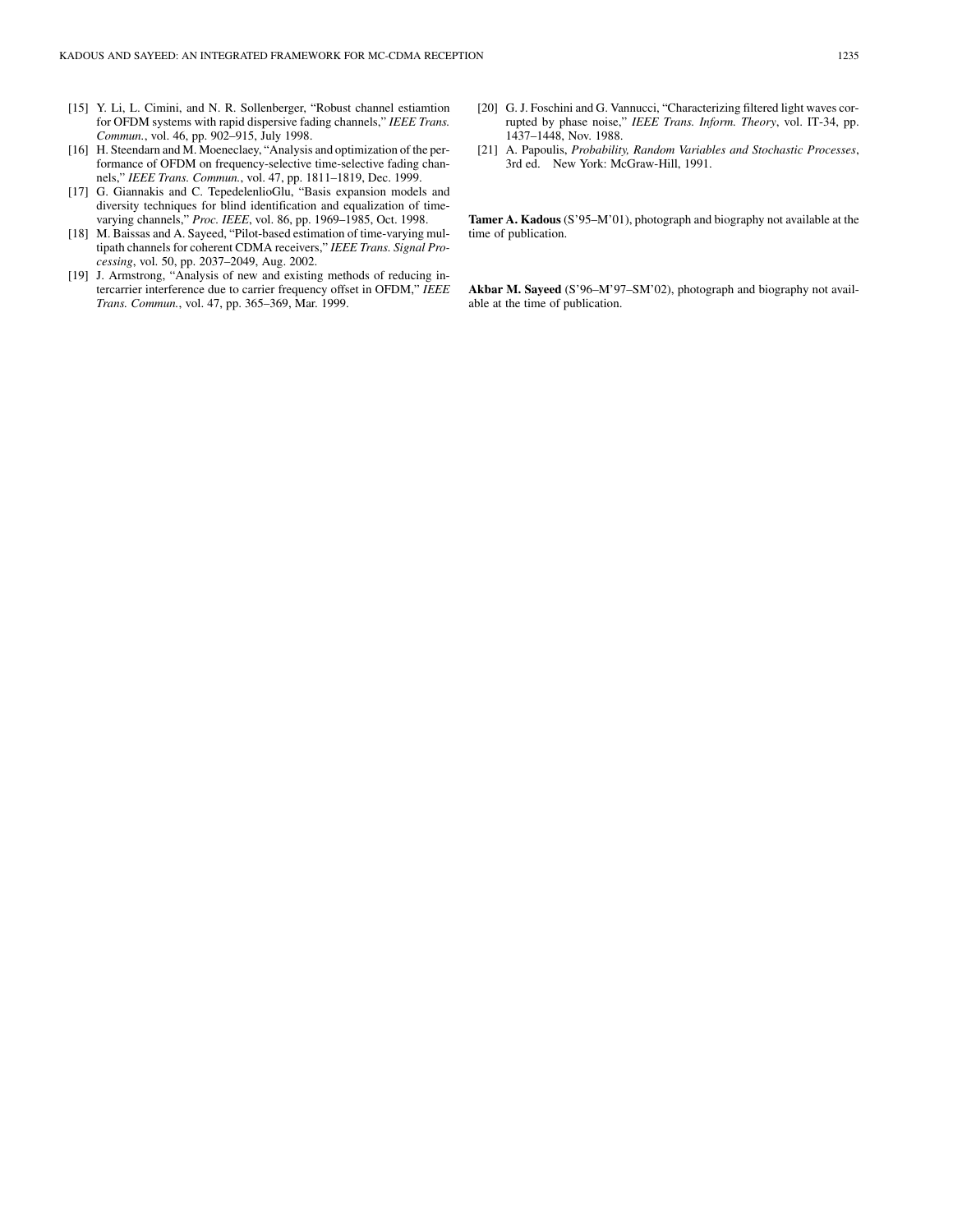[15] Y. Li, L. Cimini, and N. R. Sollenberger, "Robust channel estiamtion for OFDM systems with rapid dispersive fading channels," *IEEE Trans. Commun.*, vol. 46, pp. 902–915, July 1998.

[16] H. Steendarn and M. Moeneclaey, "Analysis and optimization of the performance of OFDM on frequency-selective time-selective fading channels," *IEEE Trans. Commun.*, vol. 47, pp. 1811–1819, Dec. 1999.

[17] G. Giannakis and C. TepedelenlioGlu, "Basis expansion models and diversity techniques for blind identification and equalization of time-varying channels," *Proc. IEEE*, vol. 86, pp. 1969–1985, Oct. 1998.

[18] M. Baissas and A. Sayeed, "Pilot-based estimation of time-varying multipath channels for coherent CDMA receivers," *IEEE Trans. Signal Processing*, vol. 50, pp. 2037–2049, Aug. 2002.

[19] J. Armstrong, "Analysis of new and existing methods of reducing intercarrier interference due to carrier frequency offset in OFDM," *IEEE Trans. Commun.*, vol. 47, pp. 365–369, Mar. 1999.

[20] G. J. Foschini and G. Vannucci, "Characterizing filtered light waves corrupted by phase noise," *IEEE Trans. Inform. Theory*, vol. IT-34, pp. 1437–1448, Nov. 1988.

[21] A. Papoulis, *Probability, Random Variables and Stochastic Processes*, 3rd ed. New York: McGraw-Hill, 1991.

**Tamer A. Kadous** (S'95–M'01), photograph and biography not available at the time of publication.

**Akbar M. Sayeed** (S'96–M'97–SM'02), photograph and biography not available at the time of publication.